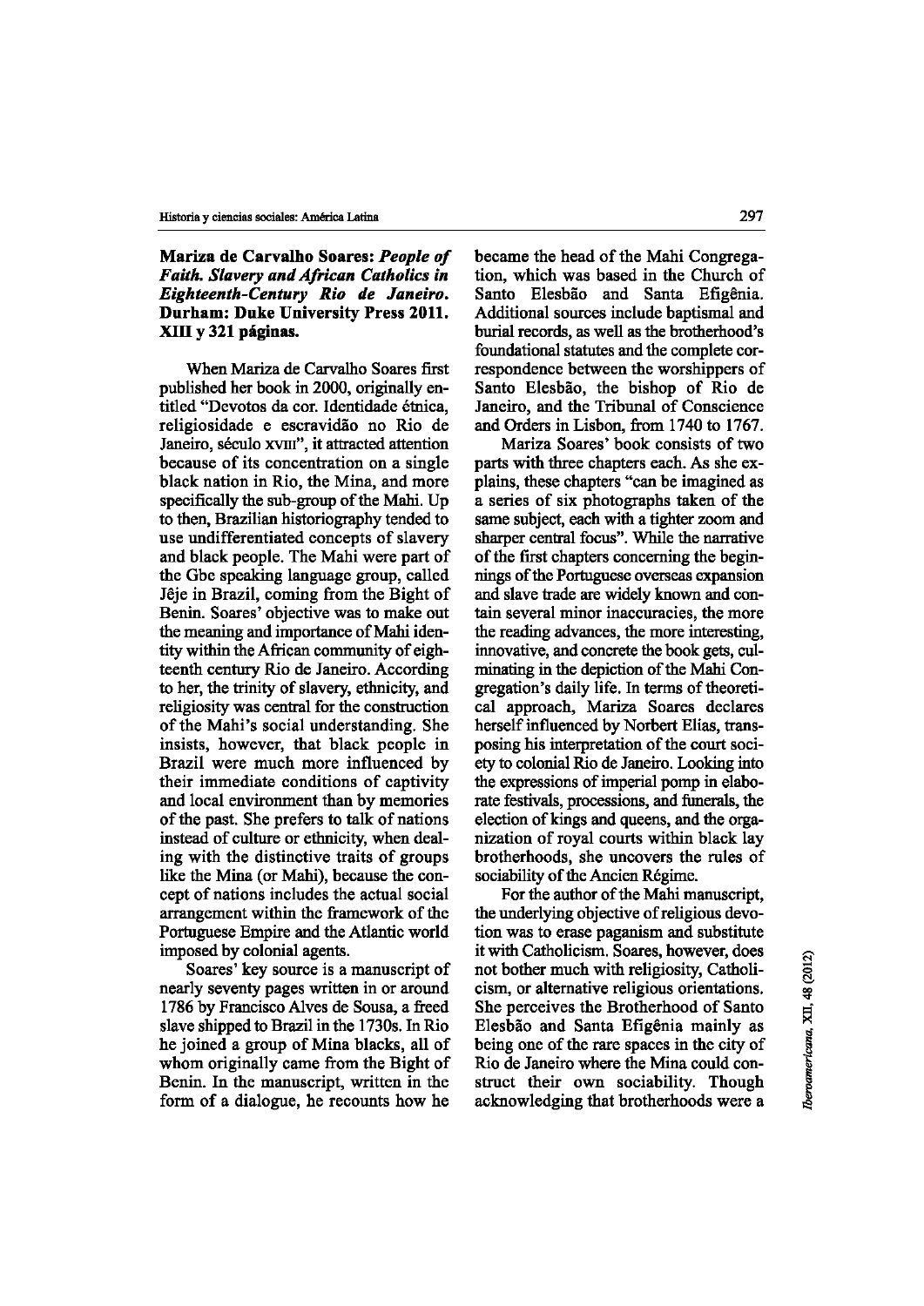**Mariza de Carvalho Soares: *People of Faith. Slavery and African Catholics in Eighteenth-Century Rio de Janeiro*. Durham: Duke University Press 2011. XIII y 321 páginas.**

When Mariza de Carvalho Soares first published her book in 2000, originally entitled "Devotos da cor. Identidade étnica, religiosidade e escravidão no Rio de Janeiro, século XVIII", it attracted attention because of its concentration on a single black nation in Rio, the Mina, and more specifically the sub-group of the Mahi. Up to then, Brazilian historiography tended to use undifferentiated concepts of slavery and black people. The Mahi were part of the Gbe speaking language group, called Jêje in Brazil, coming from the Bight of Benin. Soares' objective was to make out the meaning and importance of Mahi identity within the African community of eighteenth century Rio de Janeiro. According to her, the trinity of slavery, ethnicity, and religiosity was central for the construction of the Mahi's social understanding. She insists, however, that black people in Brazil were much more influenced by their immediate conditions of captivity and local environment than by memories of the past. She prefers to talk of nations instead of culture or ethnicity, when dealing with the distinctive traits of groups like the Mina (or Mahi), because the concept of nations includes the actual social arrangement within the framework of the Portuguese Empire and the Atlantic world imposed by colonial agents.

Soares' key source is a manuscript of nearly seventy pages written in or around 1786 by Francisco Alves de Sousa, a freed slave shipped to Brazil in the 1730s. In Rio he joined a group of Mina blacks, all of whom originally came from the Bight of Benin. In the manuscript, written in the form of a dialogue, he recounts how he became the head of the Mahi Congregation, which was based in the Church of Santo Elesbão and Santa Efigênia. Additional sources include baptismal and burial records, as well as the brotherhood's foundational statutes and the complete correspondence between the worshippers of Santo Elesbão, the bishop of Rio de Janeiro, and the Tribunal of Conscience and Orders in Lisbon, from 1740 to 1767.

Mariza Soares' book consists of two parts with three chapters each. As she explains, these chapters "can be imagined as a series of six photographs taken of the same subject, each with a tighter zoom and sharper central focus". While the narrative of the first chapters concerning the beginnings of the Portuguese overseas expansion and slave trade are widely known and contain several minor inaccuracies, the more the reading advances, the more interesting, innovative, and concrete the book gets, culminating in the depiction of the Mahi Congregation's daily life. In terms of theoretical approach, Mariza Soares declares herself influenced by Norbert Elias, transposing his interpretation of the court society to colonial Rio de Janeiro. Looking into the expressions of imperial pomp in elaborate festivals, processions, and funerals, the election of kings and queens, and the organization of royal courts within black lay brotherhoods, she uncovers the rules of sociability of the Ancien Régime.

For the author of the Mahi manuscript, the underlying objective of religious devotion was to erase paganism and substitute it with Catholicism. Soares, however, does not bother much with religiosity, Catholicism, or alternative religious orientations. She perceives the Brotherhood of Santo Elesbão and Santa Efigênia mainly as being one of the rare spaces in the city of Rio de Janeiro where the Mina could construct their own sociability. Though acknowledging that brotherhoods were a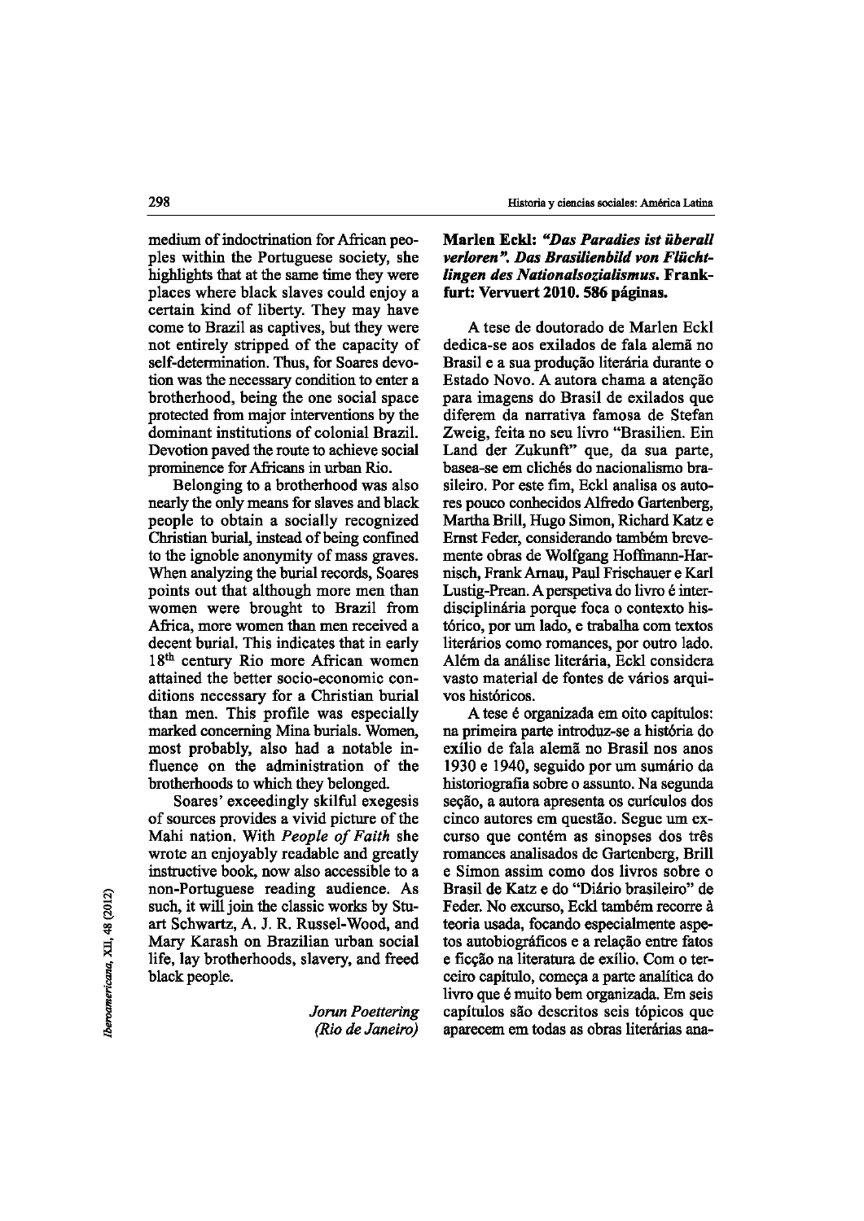medium of indoctrination for African peoples within the Portuguese society, she highlights that at the same time they were places where black slaves could enjoy a certain kind of liberty. They may have come to Brazil as captives, but they were not entirely stripped of the capacity of self-determination. Thus, for Soares devotion was the necessary condition to enter a brotherhood, being the one social space protected from major interventions by the dominant institutions of colonial Brazil. Devotion paved the route to achieve social prominence for Africans in urban Rio.

Belonging to a brotherhood was also nearly the only means for slaves and black people to obtain a socially recognized Christian burial, instead of being confined to the ignoble anonymity of mass graves. When analyzing the burial records, Soares points out that although more men than women were brought to Brazil from Africa, more women than men received a decent burial. This indicates that in early 18th century Rio more African women attained the better socio-economic conditions necessary for a Christian burial than men. This profile was especially marked concerning Mina burials. Women, most probably, also had a notable influence on the administration of the brotherhoods to which they belonged.

Soares' exceedingly skilful exegesis of sources provides a vivid picture of the Mahi nation. With *People of Faith* she wrote an enjoyably readable and greatly instructive book, now also accessible to a non-Portuguese reading audience. As such, it will join the classic works by Stuart Schwartz, A. J. R. Russel-Wood, and Mary Karash on Brazilian urban social life, lay brotherhoods, slavery, and freed black people.

*Jorun Poettering*
*(Rio de Janeiro)*

**Marlen Eckl: *"Das Paradies ist überall verloren". Das Brasilienbild von Flüchtlingen des Nationalsozialismus.* Frankfurt: Vervuert 2010. 586 páginas.**

A tese de doutorado de Marlen Eckl dedica-se aos exilados de fala alemã no Brasil e a sua produção literária durante o Estado Novo. A autora chama a atenção para imagens do Brasil de exilados que diferem da narrativa famosa de Stefan Zweig, feita no seu livro "Brasilien. Ein Land der Zukunft" que, da sua parte, basea-se em clichés do nacionalismo brasileiro. Por este fim, Eckl analisa os autores pouco conhecidos Alfredo Gartenberg, Martha Brill, Hugo Simon, Richard Katz e Ernst Feder, considerando também brevemente obras de Wolfgang Hoffmann-Harnisch, Frank Arnau, Paul Frischauer e Karl Lustig-Prean. A perspetiva do livro é interdisciplinária porque foca o contexto histórico, por um lado, e trabalha com textos literários como romances, por outro lado. Além da análise literária, Eckl considera vasto material de fontes de vários arquivos históricos.

A tese é organizada em oito capítulos: na primeira parte introduz-se a história do exílio de fala alemã no Brasil nos anos 1930 e 1940, seguido por um sumário da historiografia sobre o assunto. Na segunda seção, a autora apresenta os curículos dos cinco autores em questão. Segue um excurso que contém as sinopses dos três romances analisados de Gartenberg, Brill e Simon assim como dos livros sobre o Brasil de Katz e do "Diário brasileiro" de Feder. No excurso, Eckl também recorre à teoria usada, focando especialmente entre aspetos autobiográficos e a relação entre fatos e ficção na literatura de exílio. Com o terceiro capítulo, começa a parte analítica do livro que é muito bem organizada. Em seis capítulos são descritos seis tópicos que aparecem em todas as obras literárias ana-